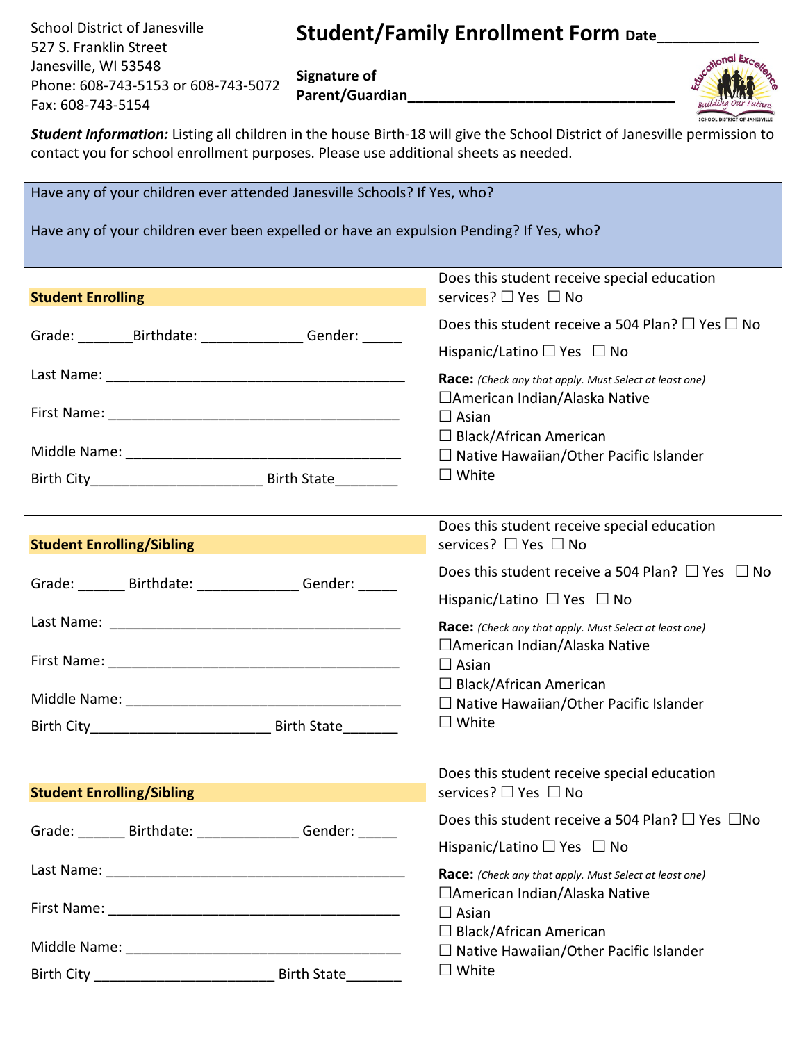School District of Janesville
527 S. Franklin Street
Janesville, WI 53548
Phone: 608-743-5153 or 608-743-5072
Fax: 608-743-5154

# Student/Family Enrollment Form

**Date**___________

**Signature of Parent/Guardian**_________________________________

***Student Information:*** Listing all children in the house Birth-18 will give the School District of Janesville permission to contact you for school enrollment purposes. Please use additional sheets as needed.

Have any of your children ever attended Janesville Schools? If Yes, who?

Have any of your children ever been expelled or have an expulsion Pending? If Yes, who?

| **Student Enrolling** | |
|---|---|
| Grade: _______ Birthdate: _____________ Gender: _____ | Does this student receive special education services? ☐ Yes ☐ No |
| Last Name: ______________________________________ | Does this student receive a 504 Plan? ☐ Yes ☐ No |
| First Name: ______________________________________ | Hispanic/Latino ☐ Yes ☐ No |
| Middle Name: ____________________________________ | **Race:** *(Check any that apply. Must Select at least one)* ☐ American Indian/Alaska Native ☐ Asian ☐ Black/African American ☐ Native Hawaiian/Other Pacific Islander ☐ White |
| Birth City______________________ Birth State________ | |

| **Student Enrolling/Sibling** | |
|---|---|
| Grade: ______ Birthdate: _____________ Gender: _____ | Does this student receive special education services? ☐ Yes ☐ No |
| Last Name: ______________________________________ | Does this student receive a 504 Plan? ☐ Yes ☐ No |
| First Name: ______________________________________ | Hispanic/Latino ☐ Yes ☐ No |
| Middle Name: ____________________________________ | **Race:** *(Check any that apply. Must Select at least one)* ☐ American Indian/Alaska Native ☐ Asian ☐ Black/African American ☐ Native Hawaiian/Other Pacific Islander ☐ White |
| Birth City_______________________ Birth State_______ | |

| **Student Enrolling/Sibling** | |
|---|---|
| Grade: ______ Birthdate: _____________ Gender: _____ | Does this student receive special education services? ☐ Yes ☐ No |
| Last Name: ______________________________________ | Does this student receive a 504 Plan? ☐ Yes ☐ No |
| First Name: ______________________________________ | Hispanic/Latino ☐ Yes ☐ No |
| Middle Name: ____________________________________ | **Race:** *(Check any that apply. Must Select at least one)* ☐ American Indian/Alaska Native ☐ Asian ☐ Black/African American ☐ Native Hawaiian/Other Pacific Islander ☐ White |
| Birth City _______________________ Birth State_______ | |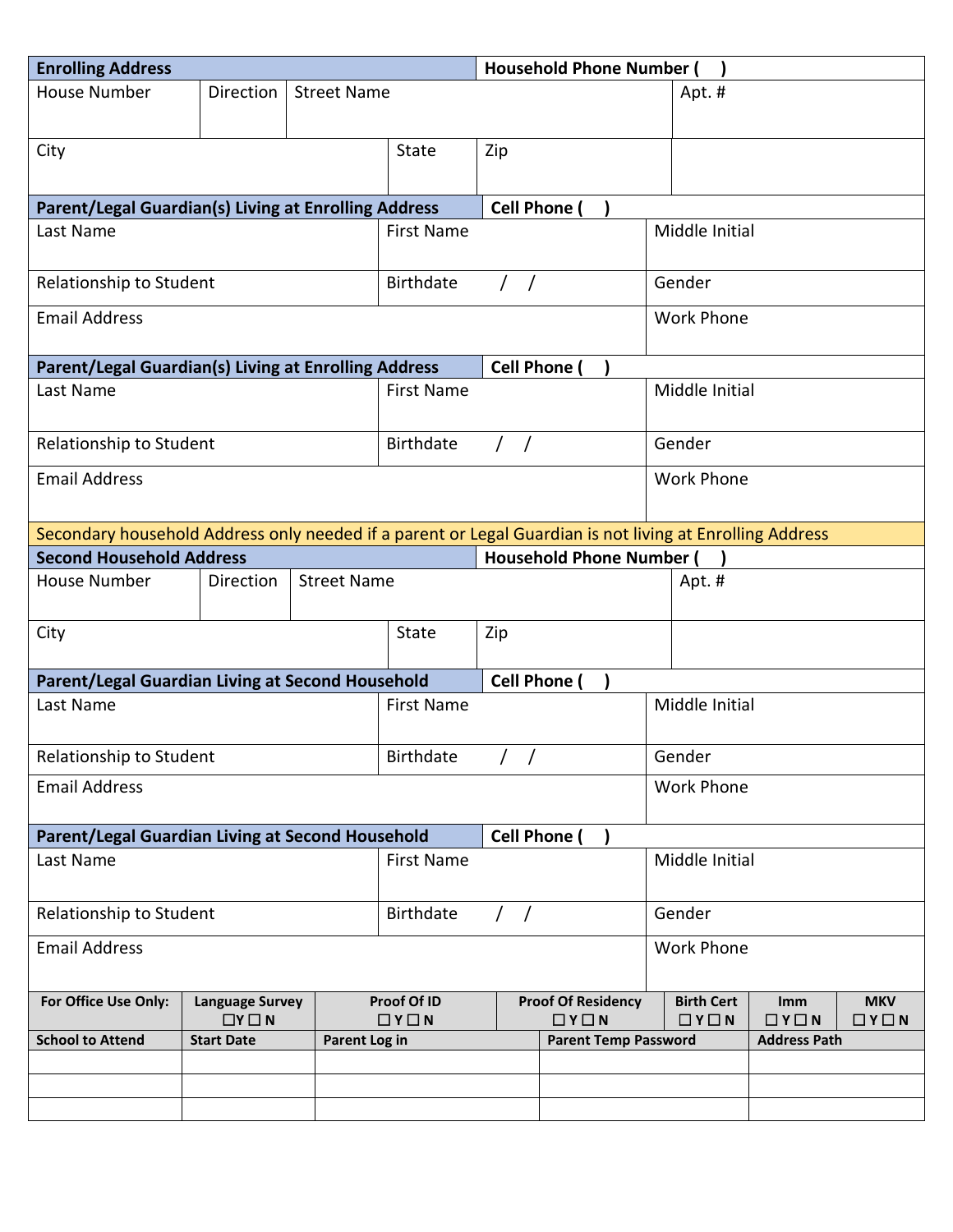| Enrolling Address | | | | Household Phone Number ( ) | |
| --- | --- | --- | --- | --- | --- |
| House Number | Direction | Street Name | | | Apt. # |
| City | | | State | Zip | |

| Parent/Legal Guardian(s) Living at Enrolling Address | Cell Phone ( ) | |
| --- | --- | --- |
| Last Name | First Name | Middle Initial |
| Relationship to Student | Birthdate / / | Gender |
| Email Address | | Work Phone |

| Parent/Legal Guardian(s) Living at Enrolling Address | Cell Phone ( ) | |
| --- | --- | --- |
| Last Name | First Name | Middle Initial |
| Relationship to Student | Birthdate / / | Gender |
| Email Address | | Work Phone |

Secondary household Address only needed if a parent or Legal Guardian is not living at Enrolling Address

| Second Household Address | | | | Household Phone Number ( ) | |
| --- | --- | --- | --- | --- | --- |
| House Number | Direction | Street Name | | | Apt. # |
| City | | | State | Zip | |

| Parent/Legal Guardian Living at Second Household | Cell Phone ( ) | |
| --- | --- | --- |
| Last Name | First Name | Middle Initial |
| Relationship to Student | Birthdate / / | Gender |
| Email Address | | Work Phone |

| Parent/Legal Guardian Living at Second Household | Cell Phone ( ) | |
| --- | --- | --- |
| Last Name | First Name | Middle Initial |
| Relationship to Student | Birthdate / / | Gender |
| Email Address | | Work Phone |

| For Office Use Only: | Language Survey ☐Y ☐ N | Proof Of ID ☐ Y ☐ N | Proof Of Residency ☐ Y ☐ N | Birth Cert ☐ Y ☐ N | Imm ☐ Y ☐ N | MKV ☐ Y ☐ N |
| --- | --- | --- | --- | --- | --- | --- |

| School to Attend | Start Date | Parent Log in | Parent Temp Password | Address Path |
| --- | --- | --- | --- | --- |
| | | | | |
| | | | | |
| | | | | |